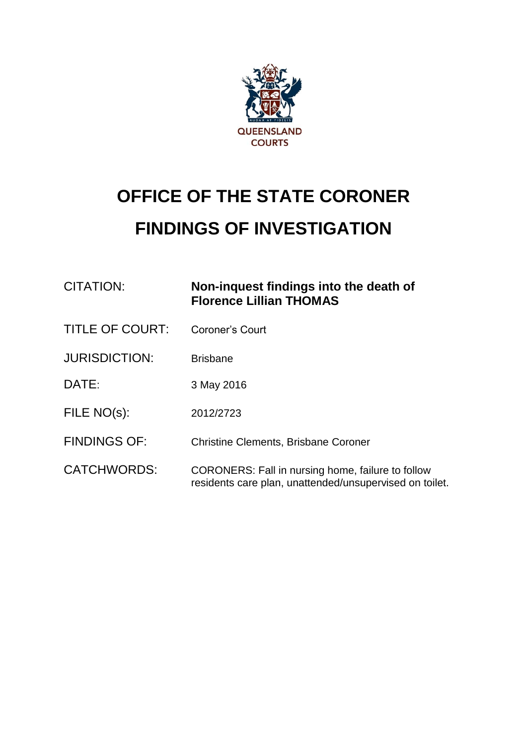QUEENSLAND COURTS

# OFFICE OF THE STATE CORONER

# FINDINGS OF INVESTIGATION

| | |
|---|---|
| CITATION: | **Non-inquest findings into the death of Florence Lillian THOMAS** |
| TITLE OF COURT: | Coroner's Court |
| JURISDICTION: | Brisbane |
| DATE: | 3 May 2016 |
| FILE NO(s): | 2012/2723 |
| FINDINGS OF: | Christine Clements, Brisbane Coroner |
| CATCHWORDS: | CORONERS: Fall in nursing home, failure to follow residents care plan, unattended/unsupervised on toilet. |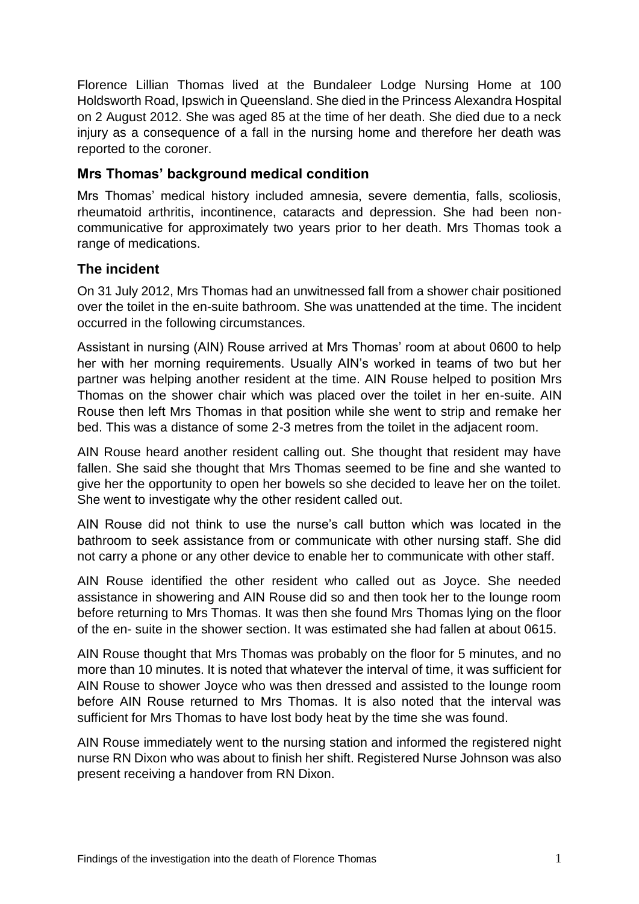Florence Lillian Thomas lived at the Bundaleer Lodge Nursing Home at 100 Holdsworth Road, Ipswich in Queensland. She died in the Princess Alexandra Hospital on 2 August 2012. She was aged 85 at the time of her death. She died due to a neck injury as a consequence of a fall in the nursing home and therefore her death was reported to the coroner.

## Mrs Thomas' background medical condition

Mrs Thomas' medical history included amnesia, severe dementia, falls, scoliosis, rheumatoid arthritis, incontinence, cataracts and depression. She had been non-communicative for approximately two years prior to her death. Mrs Thomas took a range of medications.

## The incident

On 31 July 2012, Mrs Thomas had an unwitnessed fall from a shower chair positioned over the toilet in the en-suite bathroom. She was unattended at the time. The incident occurred in the following circumstances.

Assistant in nursing (AIN) Rouse arrived at Mrs Thomas' room at about 0600 to help her with her morning requirements. Usually AIN's worked in teams of two but her partner was helping another resident at the time. AIN Rouse helped to position Mrs Thomas on the shower chair which was placed over the toilet in her en-suite. AIN Rouse then left Mrs Thomas in that position while she went to strip and remake her bed. This was a distance of some 2-3 metres from the toilet in the adjacent room.

AIN Rouse heard another resident calling out. She thought that resident may have fallen. She said she thought that Mrs Thomas seemed to be fine and she wanted to give her the opportunity to open her bowels so she decided to leave her on the toilet. She went to investigate why the other resident called out.

AIN Rouse did not think to use the nurse's call button which was located in the bathroom to seek assistance from or communicate with other nursing staff. She did not carry a phone or any other device to enable her to communicate with other staff.

AIN Rouse identified the other resident who called out as Joyce. She needed assistance in showering and AIN Rouse did so and then took her to the lounge room before returning to Mrs Thomas. It was then she found Mrs Thomas lying on the floor of the en- suite in the shower section. It was estimated she had fallen at about 0615.

AIN Rouse thought that Mrs Thomas was probably on the floor for 5 minutes, and no more than 10 minutes. It is noted that whatever the interval of time, it was sufficient for AIN Rouse to shower Joyce who was then dressed and assisted to the lounge room before AIN Rouse returned to Mrs Thomas. It is also noted that the interval was sufficient for Mrs Thomas to have lost body heat by the time she was found.

AIN Rouse immediately went to the nursing station and informed the registered night nurse RN Dixon who was about to finish her shift. Registered Nurse Johnson was also present receiving a handover from RN Dixon.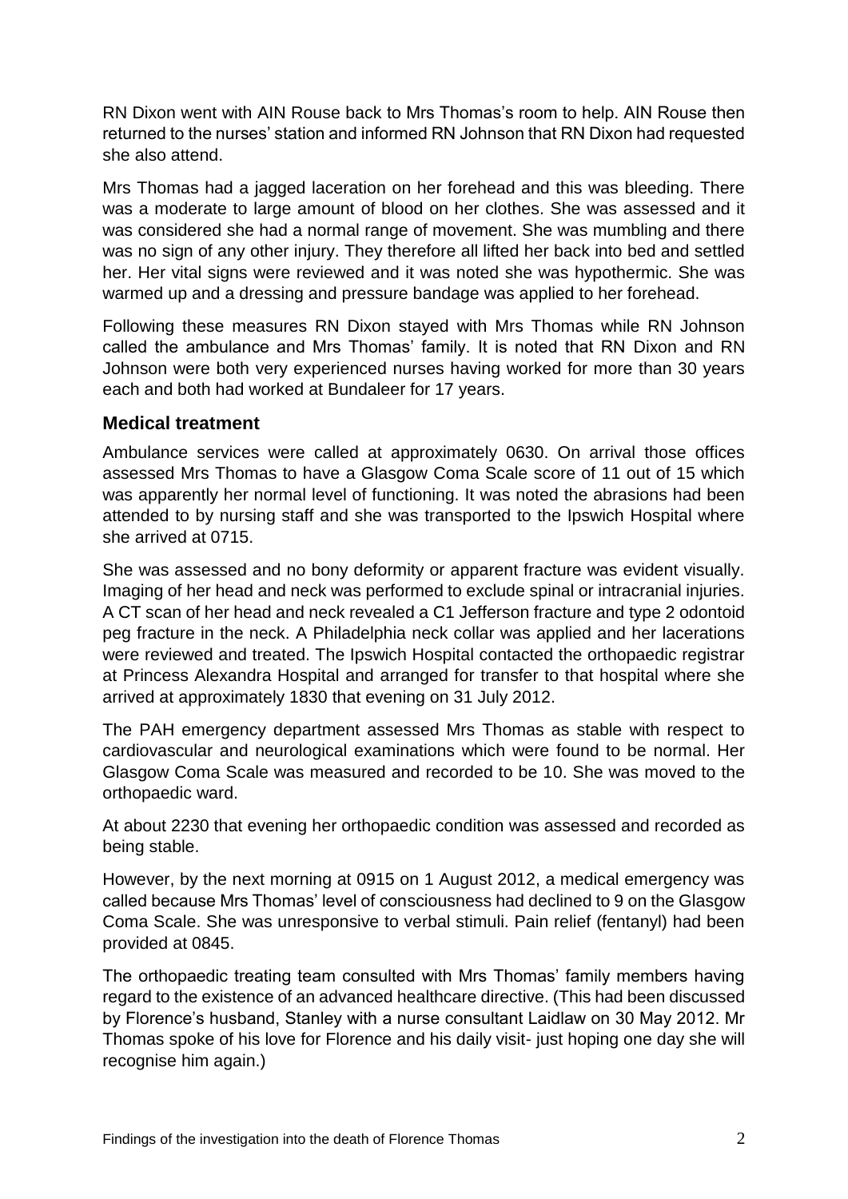RN Dixon went with AIN Rouse back to Mrs Thomas's room to help. AIN Rouse then returned to the nurses' station and informed RN Johnson that RN Dixon had requested she also attend.

Mrs Thomas had a jagged laceration on her forehead and this was bleeding. There was a moderate to large amount of blood on her clothes. She was assessed and it was considered she had a normal range of movement. She was mumbling and there was no sign of any other injury. They therefore all lifted her back into bed and settled her. Her vital signs were reviewed and it was noted she was hypothermic. She was warmed up and a dressing and pressure bandage was applied to her forehead.

Following these measures RN Dixon stayed with Mrs Thomas while RN Johnson called the ambulance and Mrs Thomas' family. It is noted that RN Dixon and RN Johnson were both very experienced nurses having worked for more than 30 years each and both had worked at Bundaleer for 17 years.

## Medical treatment

Ambulance services were called at approximately 0630. On arrival those offices assessed Mrs Thomas to have a Glasgow Coma Scale score of 11 out of 15 which was apparently her normal level of functioning. It was noted the abrasions had been attended to by nursing staff and she was transported to the Ipswich Hospital where she arrived at 0715.

She was assessed and no bony deformity or apparent fracture was evident visually. Imaging of her head and neck was performed to exclude spinal or intracranial injuries. A CT scan of her head and neck revealed a C1 Jefferson fracture and type 2 odontoid peg fracture in the neck. A Philadelphia neck collar was applied and her lacerations were reviewed and treated. The Ipswich Hospital contacted the orthopaedic registrar at Princess Alexandra Hospital and arranged for transfer to that hospital where she arrived at approximately 1830 that evening on 31 July 2012.

The PAH emergency department assessed Mrs Thomas as stable with respect to cardiovascular and neurological examinations which were found to be normal. Her Glasgow Coma Scale was measured and recorded to be 10. She was moved to the orthopaedic ward.

At about 2230 that evening her orthopaedic condition was assessed and recorded as being stable.

However, by the next morning at 0915 on 1 August 2012, a medical emergency was called because Mrs Thomas' level of consciousness had declined to 9 on the Glasgow Coma Scale. She was unresponsive to verbal stimuli. Pain relief (fentanyl) had been provided at 0845.

The orthopaedic treating team consulted with Mrs Thomas' family members having regard to the existence of an advanced healthcare directive. (This had been discussed by Florence's husband, Stanley with a nurse consultant Laidlaw on 30 May 2012. Mr Thomas spoke of his love for Florence and his daily visit- just hoping one day she will recognise him again.)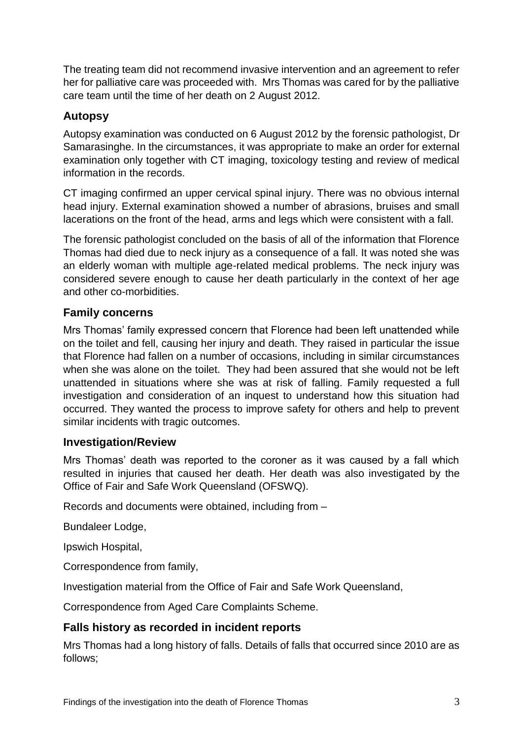The treating team did not recommend invasive intervention and an agreement to refer her for palliative care was proceeded with. Mrs Thomas was cared for by the palliative care team until the time of her death on 2 August 2012.

## Autopsy

Autopsy examination was conducted on 6 August 2012 by the forensic pathologist, Dr Samarasinghe. In the circumstances, it was appropriate to make an order for external examination only together with CT imaging, toxicology testing and review of medical information in the records.

CT imaging confirmed an upper cervical spinal injury. There was no obvious internal head injury. External examination showed a number of abrasions, bruises and small lacerations on the front of the head, arms and legs which were consistent with a fall.

The forensic pathologist concluded on the basis of all of the information that Florence Thomas had died due to neck injury as a consequence of a fall. It was noted she was an elderly woman with multiple age-related medical problems. The neck injury was considered severe enough to cause her death particularly in the context of her age and other co-morbidities.

## Family concerns

Mrs Thomas' family expressed concern that Florence had been left unattended while on the toilet and fell, causing her injury and death. They raised in particular the issue that Florence had fallen on a number of occasions, including in similar circumstances when she was alone on the toilet. They had been assured that she would not be left unattended in situations where she was at risk of falling. Family requested a full investigation and consideration of an inquest to understand how this situation had occurred. They wanted the process to improve safety for others and help to prevent similar incidents with tragic outcomes.

## Investigation/Review

Mrs Thomas' death was reported to the coroner as it was caused by a fall which resulted in injuries that caused her death. Her death was also investigated by the Office of Fair and Safe Work Queensland (OFSWQ).

Records and documents were obtained, including from –

Bundaleer Lodge,

Ipswich Hospital,

Correspondence from family,

Investigation material from the Office of Fair and Safe Work Queensland,

Correspondence from Aged Care Complaints Scheme.

## Falls history as recorded in incident reports

Mrs Thomas had a long history of falls. Details of falls that occurred since 2010 are as follows;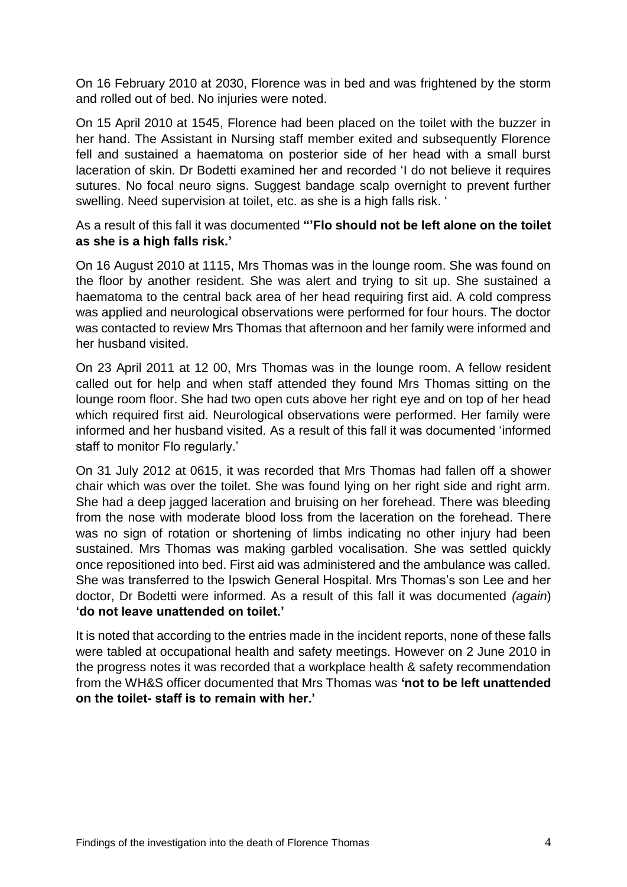On 16 February 2010 at 2030, Florence was in bed and was frightened by the storm and rolled out of bed. No injuries were noted.

On 15 April 2010 at 1545, Florence had been placed on the toilet with the buzzer in her hand. The Assistant in Nursing staff member exited and subsequently Florence fell and sustained a haematoma on posterior side of her head with a small burst laceration of skin. Dr Bodetti examined her and recorded 'I do not believe it requires sutures. No focal neuro signs. Suggest bandage scalp overnight to prevent further swelling. Need supervision at toilet, etc. as she is a high falls risk. '

As a result of this fall it was documented **"'Flo should not be left alone on the toilet as she is a high falls risk.'**

On 16 August 2010 at 1115, Mrs Thomas was in the lounge room. She was found on the floor by another resident. She was alert and trying to sit up. She sustained a haematoma to the central back area of her head requiring first aid. A cold compress was applied and neurological observations were performed for four hours. The doctor was contacted to review Mrs Thomas that afternoon and her family were informed and her husband visited.

On 23 April 2011 at 12 00, Mrs Thomas was in the lounge room. A fellow resident called out for help and when staff attended they found Mrs Thomas sitting on the lounge room floor. She had two open cuts above her right eye and on top of her head which required first aid. Neurological observations were performed. Her family were informed and her husband visited. As a result of this fall it was documented 'informed staff to monitor Flo regularly.'

On 31 July 2012 at 0615, it was recorded that Mrs Thomas had fallen off a shower chair which was over the toilet. She was found lying on her right side and right arm. She had a deep jagged laceration and bruising on her forehead. There was bleeding from the nose with moderate blood loss from the laceration on the forehead. There was no sign of rotation or shortening of limbs indicating no other injury had been sustained. Mrs Thomas was making garbled vocalisation. She was settled quickly once repositioned into bed. First aid was administered and the ambulance was called. She was transferred to the Ipswich General Hospital. Mrs Thomas's son Lee and her doctor, Dr Bodetti were informed. As a result of this fall it was documented *(again)* **'do not leave unattended on toilet.'**

It is noted that according to the entries made in the incident reports, none of these falls were tabled at occupational health and safety meetings. However on 2 June 2010 in the progress notes it was recorded that a workplace health & safety recommendation from the WH&S officer documented that Mrs Thomas was **'not to be left unattended on the toilet- staff is to remain with her.'**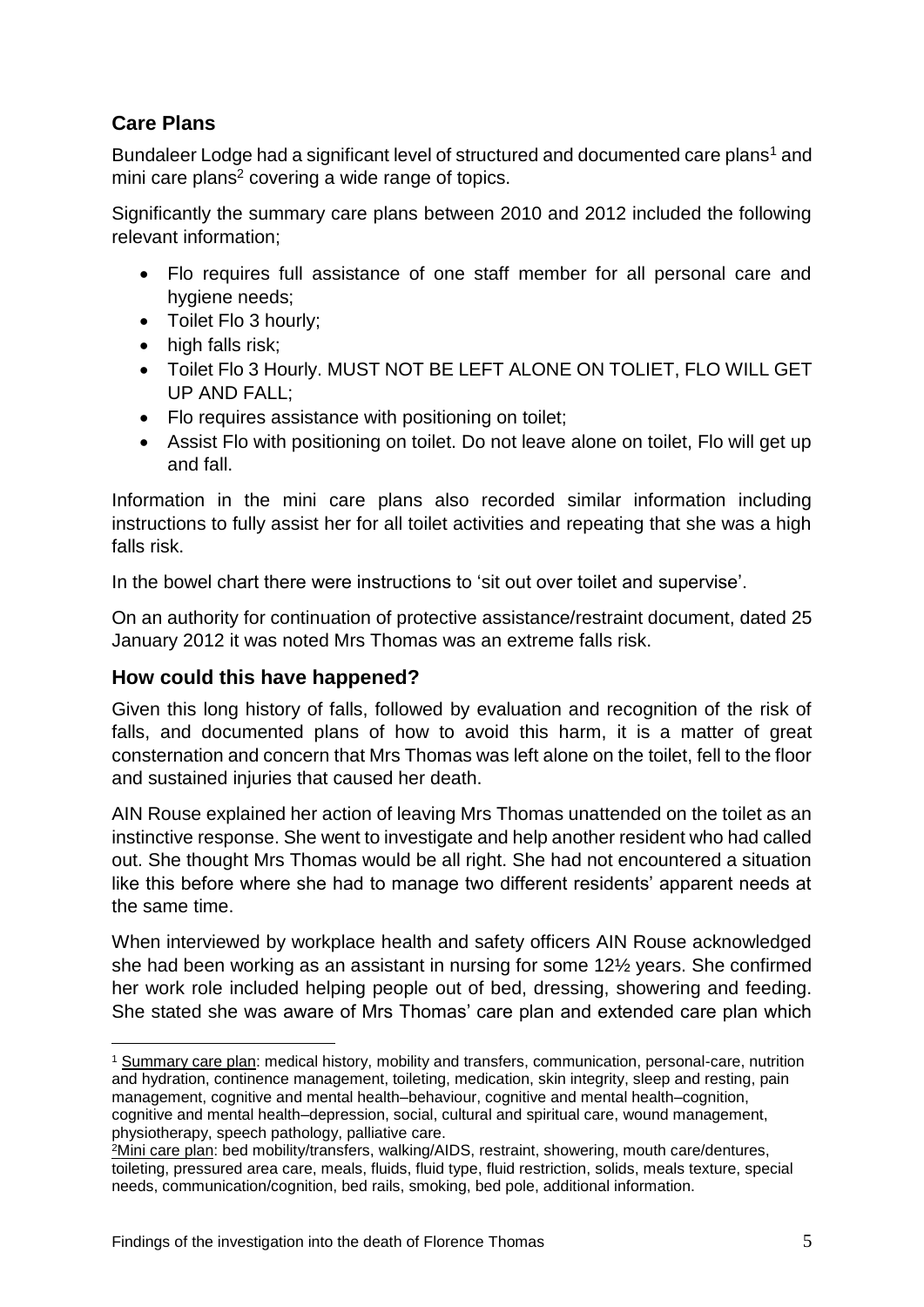## Care Plans

Bundaleer Lodge had a significant level of structured and documented care plans[1] and mini care plans[2] covering a wide range of topics.

Significantly the summary care plans between 2010 and 2012 included the following relevant information;

- Flo requires full assistance of one staff member for all personal care and hygiene needs;
- Toilet Flo 3 hourly;
- high falls risk;
- Toilet Flo 3 Hourly. MUST NOT BE LEFT ALONE ON TOLIET, FLO WILL GET UP AND FALL;
- Flo requires assistance with positioning on toilet;
- Assist Flo with positioning on toilet. Do not leave alone on toilet, Flo will get up and fall.

Information in the mini care plans also recorded similar information including instructions to fully assist her for all toilet activities and repeating that she was a high falls risk.

In the bowel chart there were instructions to 'sit out over toilet and supervise'.

On an authority for continuation of protective assistance/restraint document, dated 25 January 2012 it was noted Mrs Thomas was an extreme falls risk.

## How could this have happened?

Given this long history of falls, followed by evaluation and recognition of the risk of falls, and documented plans of how to avoid this harm, it is a matter of great consternation and concern that Mrs Thomas was left alone on the toilet, fell to the floor and sustained injuries that caused her death.

AIN Rouse explained her action of leaving Mrs Thomas unattended on the toilet as an instinctive response. She went to investigate and help another resident who had called out. She thought Mrs Thomas would be all right. She had not encountered a situation like this before where she had to manage two different residents' apparent needs at the same time.

When interviewed by workplace health and safety officers AIN Rouse acknowledged she had been working as an assistant in nursing for some 12½ years. She confirmed her work role included helping people out of bed, dressing, showering and feeding. She stated she was aware of Mrs Thomas' care plan and extended care plan which

---

[1] Summary care plan: medical history, mobility and transfers, communication, personal-care, nutrition and hydration, continence management, toileting, medication, skin integrity, sleep and resting, pain management, cognitive and mental health–behaviour, cognitive and mental health–cognition, cognitive and mental health–depression, social, cultural and spiritual care, wound management, physiotherapy, speech pathology, palliative care.

[2] Mini care plan: bed mobility/transfers, walking/AIDS, restraint, showering, mouth care/dentures, toileting, pressured area care, meals, fluids, fluid type, fluid restriction, solids, meals texture, special needs, communication/cognition, bed rails, smoking, bed pole, additional information.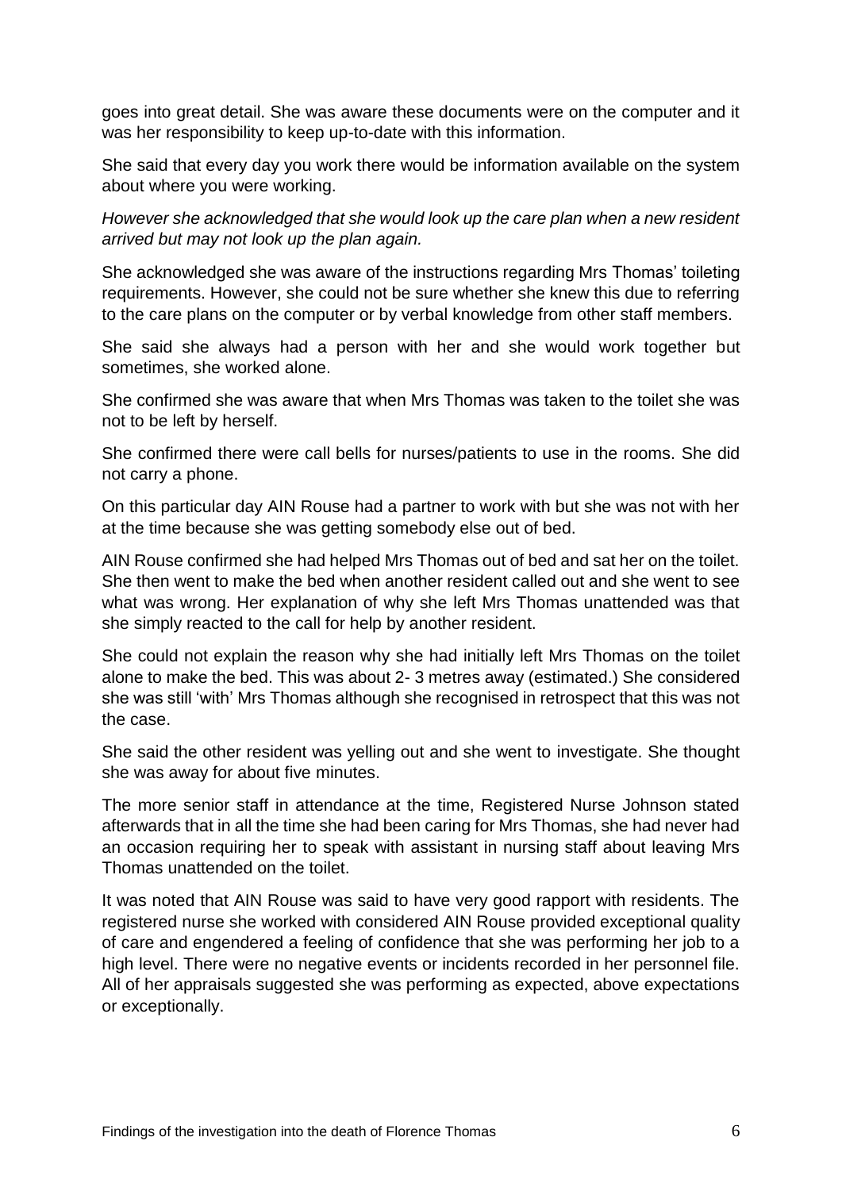goes into great detail. She was aware these documents were on the computer and it was her responsibility to keep up-to-date with this information.

She said that every day you work there would be information available on the system about where you were working.

*However she acknowledged that she would look up the care plan when a new resident arrived but may not look up the plan again.*

She acknowledged she was aware of the instructions regarding Mrs Thomas' toileting requirements. However, she could not be sure whether she knew this due to referring to the care plans on the computer or by verbal knowledge from other staff members.

She said she always had a person with her and she would work together but sometimes, she worked alone.

She confirmed she was aware that when Mrs Thomas was taken to the toilet she was not to be left by herself.

She confirmed there were call bells for nurses/patients to use in the rooms. She did not carry a phone.

On this particular day AIN Rouse had a partner to work with but she was not with her at the time because she was getting somebody else out of bed.

AIN Rouse confirmed she had helped Mrs Thomas out of bed and sat her on the toilet. She then went to make the bed when another resident called out and she went to see what was wrong. Her explanation of why she left Mrs Thomas unattended was that she simply reacted to the call for help by another resident.

She could not explain the reason why she had initially left Mrs Thomas on the toilet alone to make the bed. This was about 2- 3 metres away (estimated.) She considered she was still 'with' Mrs Thomas although she recognised in retrospect that this was not the case.

She said the other resident was yelling out and she went to investigate. She thought she was away for about five minutes.

The more senior staff in attendance at the time, Registered Nurse Johnson stated afterwards that in all the time she had been caring for Mrs Thomas, she had never had an occasion requiring her to speak with assistant in nursing staff about leaving Mrs Thomas unattended on the toilet.

It was noted that AIN Rouse was said to have very good rapport with residents. The registered nurse she worked with considered AIN Rouse provided exceptional quality of care and engendered a feeling of confidence that she was performing her job to a high level. There were no negative events or incidents recorded in her personnel file. All of her appraisals suggested she was performing as expected, above expectations or exceptionally.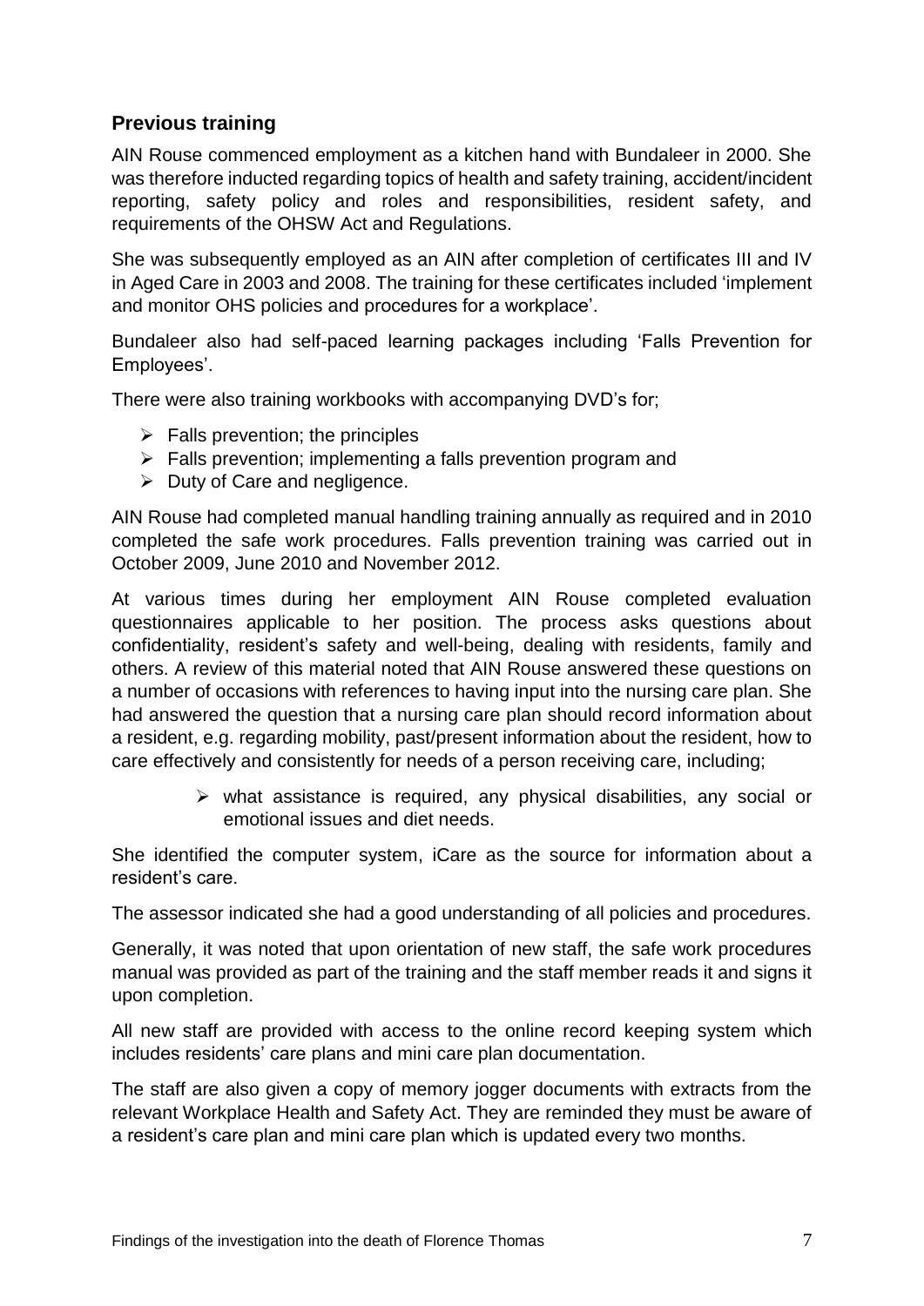## Previous training

AIN Rouse commenced employment as a kitchen hand with Bundaleer in 2000. She was therefore inducted regarding topics of health and safety training, accident/incident reporting, safety policy and roles and responsibilities, resident safety, and requirements of the OHSW Act and Regulations.

She was subsequently employed as an AIN after completion of certificates III and IV in Aged Care in 2003 and 2008. The training for these certificates included 'implement and monitor OHS policies and procedures for a workplace'.

Bundaleer also had self-paced learning packages including 'Falls Prevention for Employees'.

There were also training workbooks with accompanying DVD's for;

- Falls prevention; the principles
- Falls prevention; implementing a falls prevention program and
- Duty of Care and negligence.

AIN Rouse had completed manual handling training annually as required and in 2010 completed the safe work procedures. Falls prevention training was carried out in October 2009, June 2010 and November 2012.

At various times during her employment AIN Rouse completed evaluation questionnaires applicable to her position. The process asks questions about confidentiality, resident's safety and well-being, dealing with residents, family and others. A review of this material noted that AIN Rouse answered these questions on a number of occasions with references to having input into the nursing care plan. She had answered the question that a nursing care plan should record information about a resident, e.g. regarding mobility, past/present information about the resident, how to care effectively and consistently for needs of a person receiving care, including;

- what assistance is required, any physical disabilities, any social or emotional issues and diet needs.

She identified the computer system, iCare as the source for information about a resident's care.

The assessor indicated she had a good understanding of all policies and procedures.

Generally, it was noted that upon orientation of new staff, the safe work procedures manual was provided as part of the training and the staff member reads it and signs it upon completion.

All new staff are provided with access to the online record keeping system which includes residents' care plans and mini care plan documentation.

The staff are also given a copy of memory jogger documents with extracts from the relevant Workplace Health and Safety Act. They are reminded they must be aware of a resident's care plan and mini care plan which is updated every two months.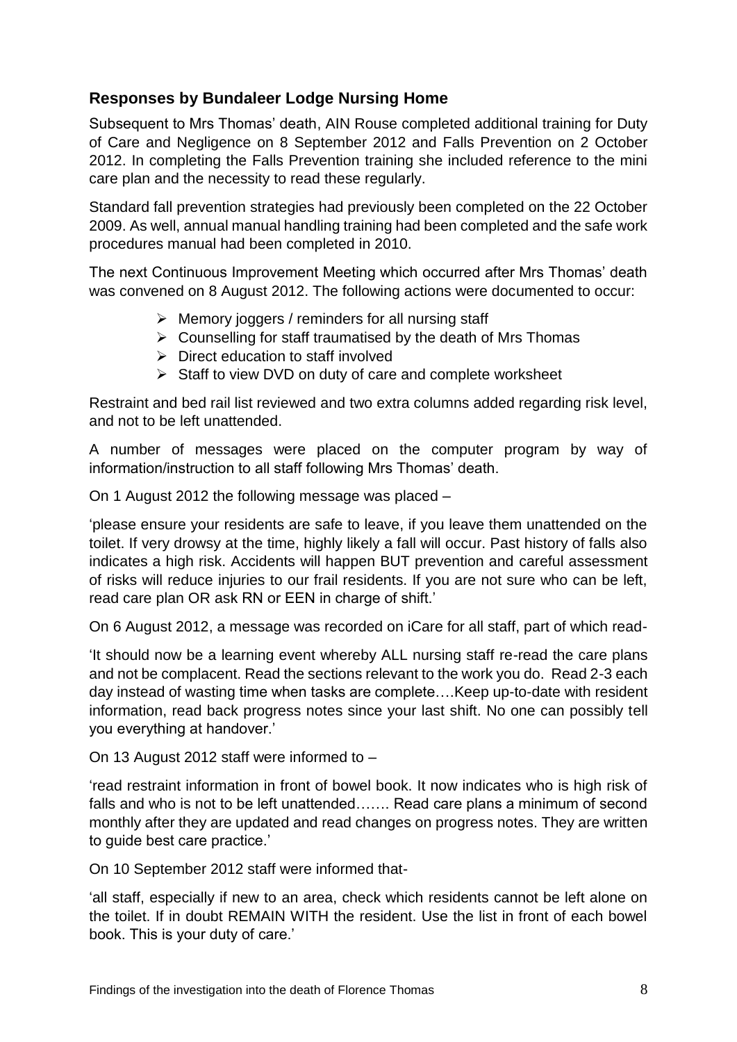### Responses by Bundaleer Lodge Nursing Home

Subsequent to Mrs Thomas' death, AIN Rouse completed additional training for Duty of Care and Negligence on 8 September 2012 and Falls Prevention on 2 October 2012. In completing the Falls Prevention training she included reference to the mini care plan and the necessity to read these regularly.

Standard fall prevention strategies had previously been completed on the 22 October 2009. As well, annual manual handling training had been completed and the safe work procedures manual had been completed in 2010.

The next Continuous Improvement Meeting which occurred after Mrs Thomas' death was convened on 8 August 2012. The following actions were documented to occur:

- Memory joggers / reminders for all nursing staff
- Counselling for staff traumatised by the death of Mrs Thomas
- Direct education to staff involved
- Staff to view DVD on duty of care and complete worksheet

Restraint and bed rail list reviewed and two extra columns added regarding risk level, and not to be left unattended.

A number of messages were placed on the computer program by way of information/instruction to all staff following Mrs Thomas' death.

On 1 August 2012 the following message was placed –

'please ensure your residents are safe to leave, if you leave them unattended on the toilet. If very drowsy at the time, highly likely a fall will occur. Past history of falls also indicates a high risk. Accidents will happen BUT prevention and careful assessment of risks will reduce injuries to our frail residents. If you are not sure who can be left, read care plan OR ask RN or EEN in charge of shift.'

On 6 August 2012, a message was recorded on iCare for all staff, part of which read-

'It should now be a learning event whereby ALL nursing staff re-read the care plans and not be complacent. Read the sections relevant to the work you do. Read 2-3 each day instead of wasting time when tasks are complete….Keep up-to-date with resident information, read back progress notes since your last shift. No one can possibly tell you everything at handover.'

On 13 August 2012 staff were informed to –

'read restraint information in front of bowel book. It now indicates who is high risk of falls and who is not to be left unattended……. Read care plans a minimum of second monthly after they are updated and read changes on progress notes. They are written to guide best care practice.'

On 10 September 2012 staff were informed that-

'all staff, especially if new to an area, check which residents cannot be left alone on the toilet. If in doubt REMAIN WITH the resident. Use the list in front of each bowel book. This is your duty of care.'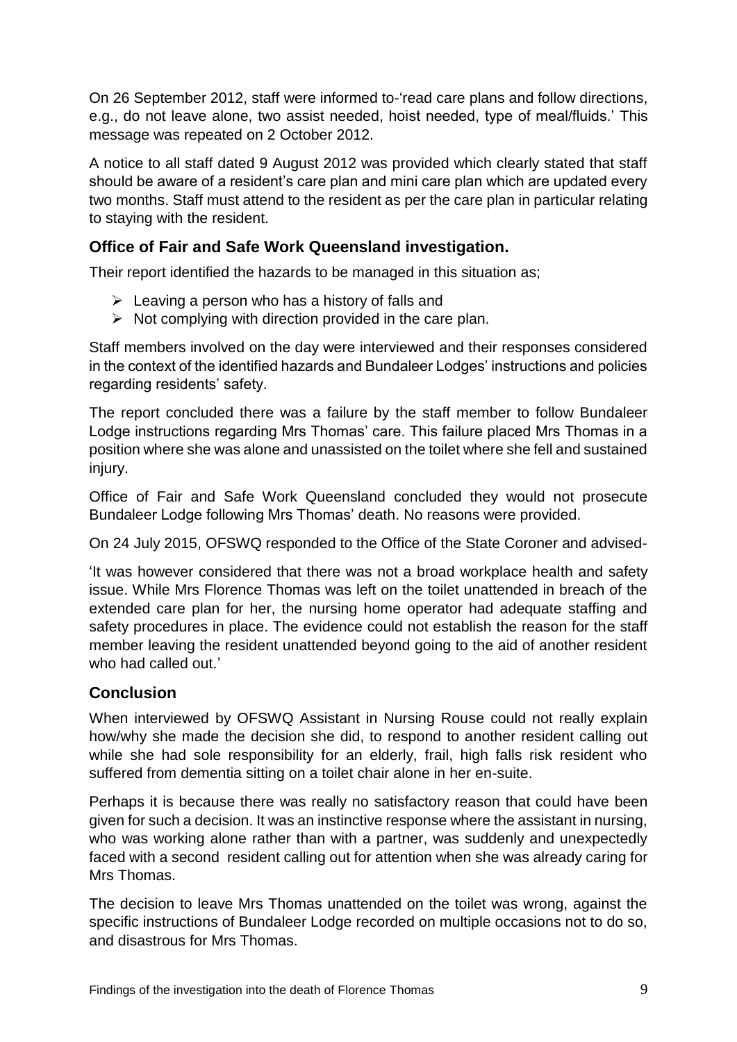On 26 September 2012, staff were informed to-'read care plans and follow directions, e.g., do not leave alone, two assist needed, hoist needed, type of meal/fluids.' This message was repeated on 2 October 2012.

A notice to all staff dated 9 August 2012 was provided which clearly stated that staff should be aware of a resident's care plan and mini care plan which are updated every two months. Staff must attend to the resident as per the care plan in particular relating to staying with the resident.

### Office of Fair and Safe Work Queensland investigation.

Their report identified the hazards to be managed in this situation as;

- Leaving a person who has a history of falls and
- Not complying with direction provided in the care plan.

Staff members involved on the day were interviewed and their responses considered in the context of the identified hazards and Bundaleer Lodges' instructions and policies regarding residents' safety.

The report concluded there was a failure by the staff member to follow Bundaleer Lodge instructions regarding Mrs Thomas' care. This failure placed Mrs Thomas in a position where she was alone and unassisted on the toilet where she fell and sustained injury.

Office of Fair and Safe Work Queensland concluded they would not prosecute Bundaleer Lodge following Mrs Thomas' death. No reasons were provided.

On 24 July 2015, OFSWQ responded to the Office of the State Coroner and advised-

'It was however considered that there was not a broad workplace health and safety issue. While Mrs Florence Thomas was left on the toilet unattended in breach of the extended care plan for her, the nursing home operator had adequate staffing and safety procedures in place. The evidence could not establish the reason for the staff member leaving the resident unattended beyond going to the aid of another resident who had called out.'

### Conclusion

When interviewed by OFSWQ Assistant in Nursing Rouse could not really explain how/why she made the decision she did, to respond to another resident calling out while she had sole responsibility for an elderly, frail, high falls risk resident who suffered from dementia sitting on a toilet chair alone in her en-suite.

Perhaps it is because there was really no satisfactory reason that could have been given for such a decision. It was an instinctive response where the assistant in nursing, who was working alone rather than with a partner, was suddenly and unexpectedly faced with a second resident calling out for attention when she was already caring for Mrs Thomas.

The decision to leave Mrs Thomas unattended on the toilet was wrong, against the specific instructions of Bundaleer Lodge recorded on multiple occasions not to do so, and disastrous for Mrs Thomas.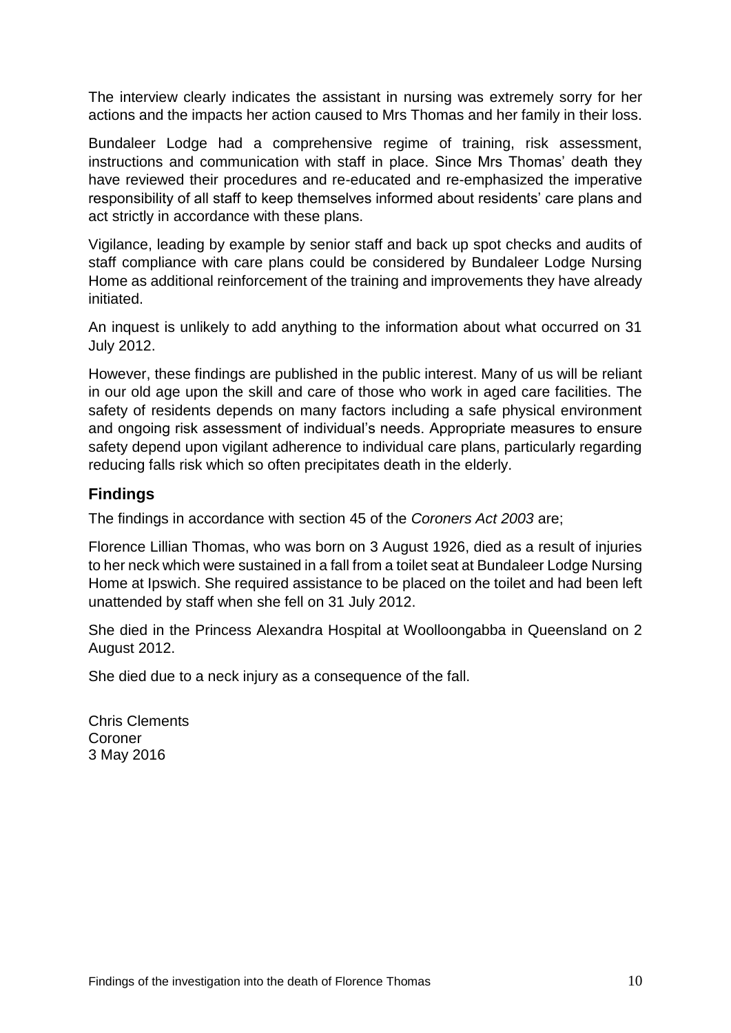The interview clearly indicates the assistant in nursing was extremely sorry for her actions and the impacts her action caused to Mrs Thomas and her family in their loss.

Bundaleer Lodge had a comprehensive regime of training, risk assessment, instructions and communication with staff in place. Since Mrs Thomas' death they have reviewed their procedures and re-educated and re-emphasized the imperative responsibility of all staff to keep themselves informed about residents' care plans and act strictly in accordance with these plans.

Vigilance, leading by example by senior staff and back up spot checks and audits of staff compliance with care plans could be considered by Bundaleer Lodge Nursing Home as additional reinforcement of the training and improvements they have already initiated.

An inquest is unlikely to add anything to the information about what occurred on 31 July 2012.

However, these findings are published in the public interest. Many of us will be reliant in our old age upon the skill and care of those who work in aged care facilities. The safety of residents depends on many factors including a safe physical environment and ongoing risk assessment of individual's needs. Appropriate measures to ensure safety depend upon vigilant adherence to individual care plans, particularly regarding reducing falls risk which so often precipitates death in the elderly.

## Findings

The findings in accordance with section 45 of the *Coroners Act 2003* are;

Florence Lillian Thomas, who was born on 3 August 1926, died as a result of injuries to her neck which were sustained in a fall from a toilet seat at Bundaleer Lodge Nursing Home at Ipswich. She required assistance to be placed on the toilet and had been left unattended by staff when she fell on 31 July 2012.

She died in the Princess Alexandra Hospital at Woolloongabba in Queensland on 2 August 2012.

She died due to a neck injury as a consequence of the fall.

Chris Clements
Coroner
3 May 2016